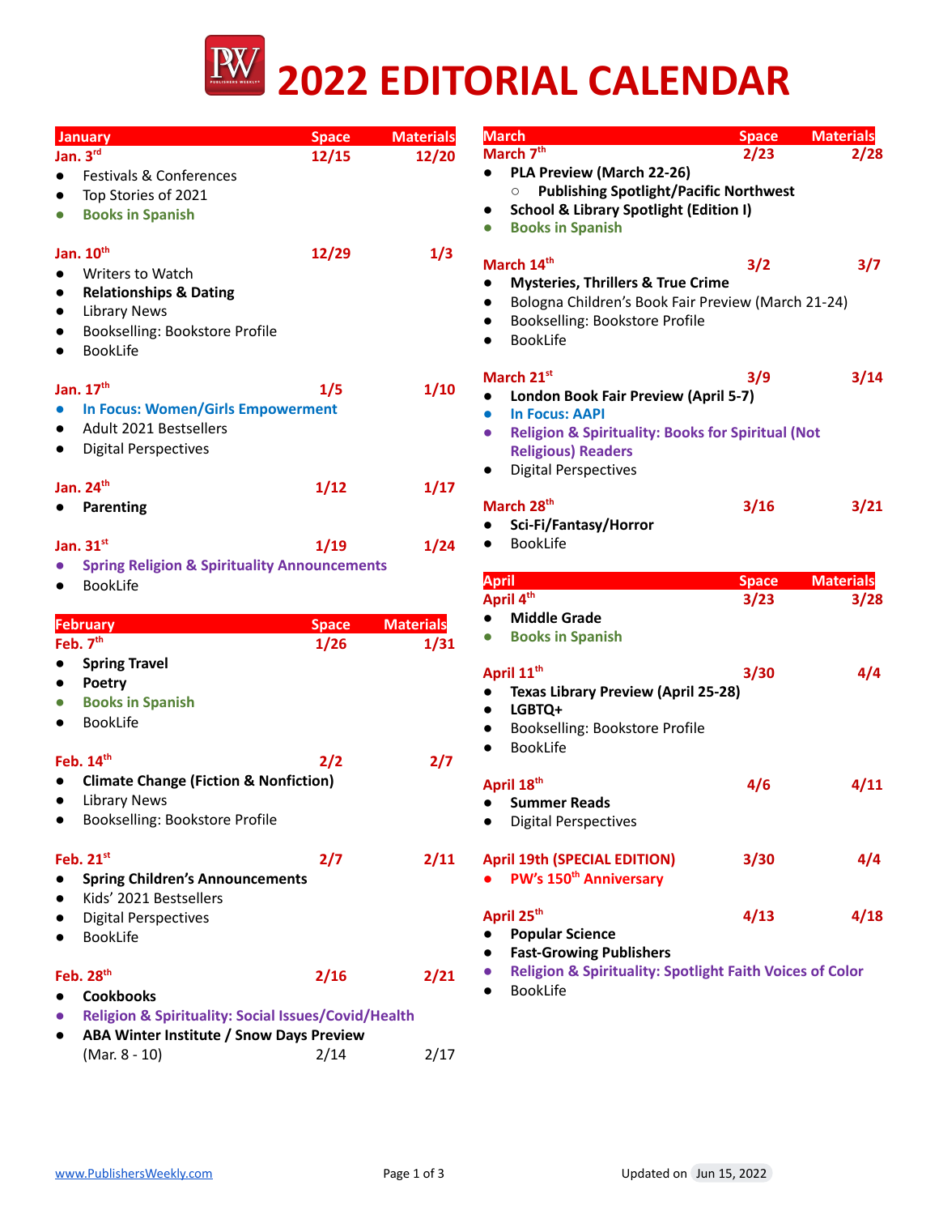# 2022 EDITORIAL CALENDAR

| January | Space | Materials |
|---|---|---|
| **Jan. 3rd** | **12/15** | **12/20** |

- Festivals & Conferences
- Top Stories of 2021
- **Books in Spanish**

| | | |
|---|---|---|
| **Jan. 10th** | **12/29** | **1/3** |

- Writers to Watch
- **Relationships & Dating**
- Library News
- Bookselling: Bookstore Profile
- BookLife

| | | |
|---|---|---|
| **Jan. 17th** | **1/5** | **1/10** |

- **In Focus: Women/Girls Empowerment**
- Adult 2021 Bestsellers
- Digital Perspectives

| | | |
|---|---|---|
| **Jan. 24th** | **1/12** | **1/17** |

- **Parenting**

| | | |
|---|---|---|
| **Jan. 31st** | **1/19** | **1/24** |

- **Spring Religion & Spirituality Announcements**
- BookLife

| February | Space | Materials |
|---|---|---|
| **Feb. 7th** | **1/26** | **1/31** |

- **Spring Travel**
- **Poetry**
- **Books in Spanish**
- BookLife

| | | |
|---|---|---|
| **Feb. 14th** | **2/2** | **2/7** |

- **Climate Change (Fiction & Nonfiction)**
- Library News
- Bookselling: Bookstore Profile

| | | |
|---|---|---|
| **Feb. 21st** | **2/7** | **2/11** |

- **Spring Children's Announcements**
- Kids' 2021 Bestsellers
- Digital Perspectives
- BookLife

| | | |
|---|---|---|
| **Feb. 28th** | **2/16** | **2/21** |

- **Cookbooks**
- **Religion & Spirituality: Social Issues/Covid/Health**
- **ABA Winter Institute / Snow Days Preview** (Mar. 8 - 10) — Space: 2/14, Materials: 2/17

| March | Space | Materials |
|---|---|---|
| **March 7th** | **2/23** | **2/28** |

- **PLA Preview (March 22-26)**
  - **Publishing Spotlight/Pacific Northwest**
- **School & Library Spotlight (Edition I)**
- **Books in Spanish**

| | | |
|---|---|---|
| **March 14th** | **3/2** | **3/7** |

- **Mysteries, Thrillers & True Crime**
- Bologna Children's Book Fair Preview (March 21-24)
- Bookselling: Bookstore Profile
- BookLife

| | | |
|---|---|---|
| **March 21st** | **3/9** | **3/14** |

- **London Book Fair Preview (April 5-7)**
- **In Focus: AAPI**
- **Religion & Spirituality: Books for Spiritual (Not Religious) Readers**
- Digital Perspectives

| | | |
|---|---|---|
| **March 28th** | **3/16** | **3/21** |

- **Sci-Fi/Fantasy/Horror**
- BookLife

| April | Space | Materials |
|---|---|---|
| **April 4th** | **3/23** | **3/28** |

- **Middle Grade**
- **Books in Spanish**

| | | |
|---|---|---|
| **April 11th** | **3/30** | **4/4** |

- **Texas Library Preview (April 25-28)**
- **LGBTQ+**
- Bookselling: Bookstore Profile
- BookLife

| | | |
|---|---|---|
| **April 18th** | **4/6** | **4/11** |

- **Summer Reads**
- Digital Perspectives

| | | |
|---|---|---|
| **April 19th (SPECIAL EDITION)** | **3/30** | **4/4** |

- **PW's 150th Anniversary**

| | | |
|---|---|---|
| **April 25th** | **4/13** | **4/18** |

- **Popular Science**
- **Fast-Growing Publishers**
- **Religion & Spirituality: Spotlight Faith Voices of Color**
- BookLife

www.PublishersWeekly.com

Updated on Jun 15, 2022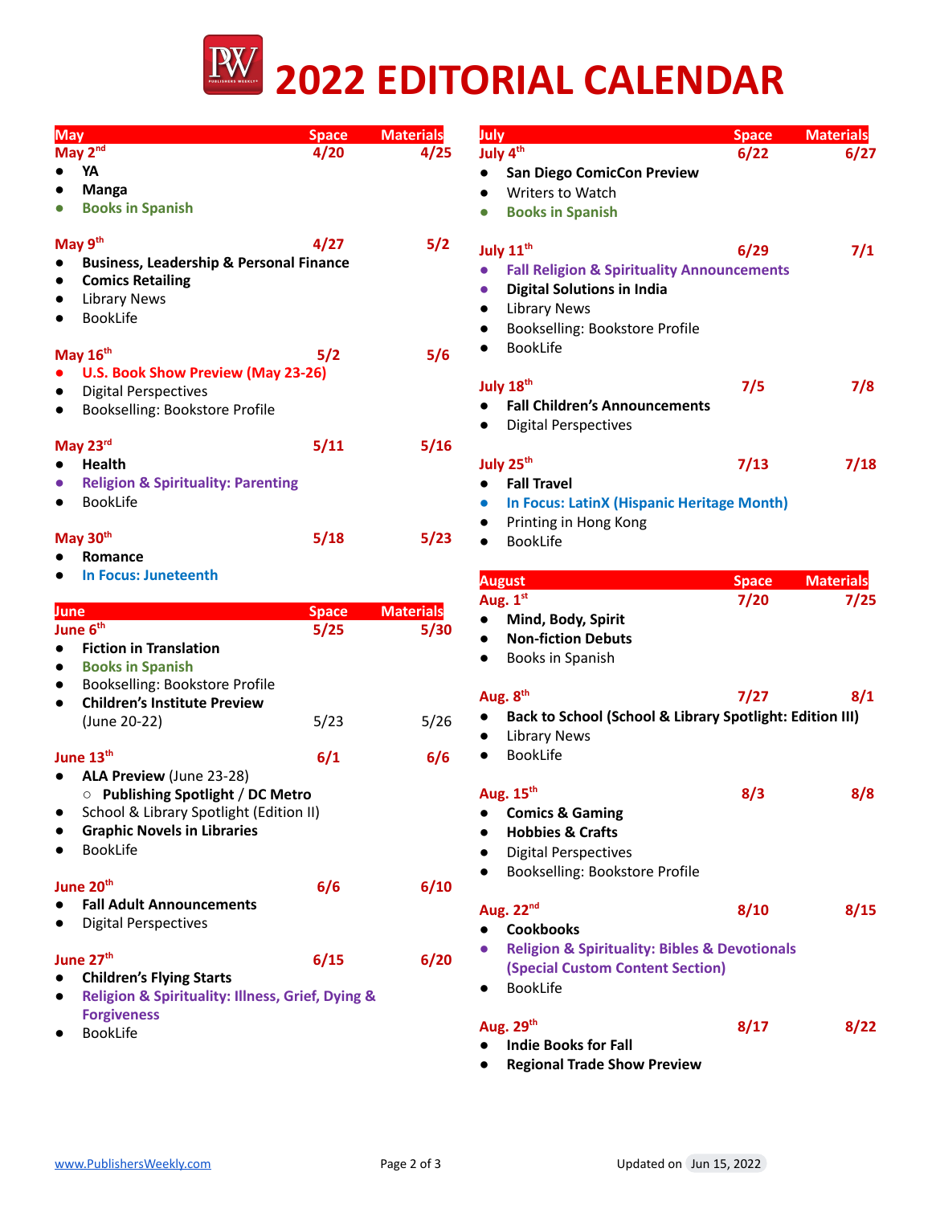# 2022 EDITORIAL CALENDAR

## May

| May | Space | Materials |
|---|---|---|
| **May 2nd** | 4/20 | 4/25 |

- **YA**
- **Manga**
- **Books in Spanish**

| | Space | Materials |
|---|---|---|
| **May 9th** | 4/27 | 5/2 |

- **Business, Leadership & Personal Finance**
- **Comics Retailing**
- Library News
- BookLife

| | Space | Materials |
|---|---|---|
| **May 16th** | 5/2 | 5/6 |

- **U.S. Book Show Preview (May 23-26)**
- Digital Perspectives
- Bookselling: Bookstore Profile

| | Space | Materials |
|---|---|---|
| **May 23rd** | 5/11 | 5/16 |

- **Health**
- **Religion & Spirituality: Parenting**
- BookLife

| | Space | Materials |
|---|---|---|
| **May 30th** | 5/18 | 5/23 |

- **Romance**
- **In Focus: Juneteenth**

## June

| June | Space | Materials |
|---|---|---|
| **June 6th** | 5/25 | 5/30 |

- **Fiction in Translation**
- **Books in Spanish**
- Bookselling: Bookstore Profile
- **Children's Institute Preview** (June 20-22) — Space 5/23, Materials 5/26

| | Space | Materials |
|---|---|---|
| **June 13th** | 6/1 | 6/6 |

- **ALA Preview** (June 23-28)
  - **Publishing Spotlight / DC Metro**
- School & Library Spotlight (Edition II)
- **Graphic Novels in Libraries**
- BookLife

| | Space | Materials |
|---|---|---|
| **June 20th** | 6/6 | 6/10 |

- **Fall Adult Announcements**
- Digital Perspectives

| | Space | Materials |
|---|---|---|
| **June 27th** | 6/15 | 6/20 |

- **Children's Flying Starts**
- **Religion & Spirituality: Illness, Grief, Dying & Forgiveness**
- BookLife

## July

| July | Space | Materials |
|---|---|---|
| **July 4th** | 6/22 | 6/27 |

- **San Diego ComicCon Preview**
- Writers to Watch
- **Books in Spanish**

| | Space | Materials |
|---|---|---|
| **July 11th** | 6/29 | 7/1 |

- **Fall Religion & Spirituality Announcements**
- **Digital Solutions in India**
- Library News
- Bookselling: Bookstore Profile
- BookLife

| | Space | Materials |
|---|---|---|
| **July 18th** | 7/5 | 7/8 |

- **Fall Children's Announcements**
- Digital Perspectives

| | Space | Materials |
|---|---|---|
| **July 25th** | 7/13 | 7/18 |

- **Fall Travel**
- **In Focus: LatinX (Hispanic Heritage Month)**
- Printing in Hong Kong
- BookLife

## August

| August | Space | Materials |
|---|---|---|
| **Aug. 1st** | 7/20 | 7/25 |

- **Mind, Body, Spirit**
- **Non-fiction Debuts**
- Books in Spanish

| | Space | Materials |
|---|---|---|
| **Aug. 8th** | 7/27 | 8/1 |

- **Back to School (School & Library Spotlight: Edition III)**
- Library News
- BookLife

| | Space | Materials |
|---|---|---|
| **Aug. 15th** | 8/3 | 8/8 |

- **Comics & Gaming**
- **Hobbies & Crafts**
- Digital Perspectives
- Bookselling: Bookstore Profile

| | Space | Materials |
|---|---|---|
| **Aug. 22nd** | 8/10 | 8/15 |

- **Cookbooks**
- **Religion & Spirituality: Bibles & Devotionals (Special Custom Content Section)**
- BookLife

| | Space | Materials |
|---|---|---|
| **Aug. 29th** | 8/17 | 8/22 |

- **Indie Books for Fall**
- **Regional Trade Show Preview**

www.PublishersWeekly.com

Updated on Jun 15, 2022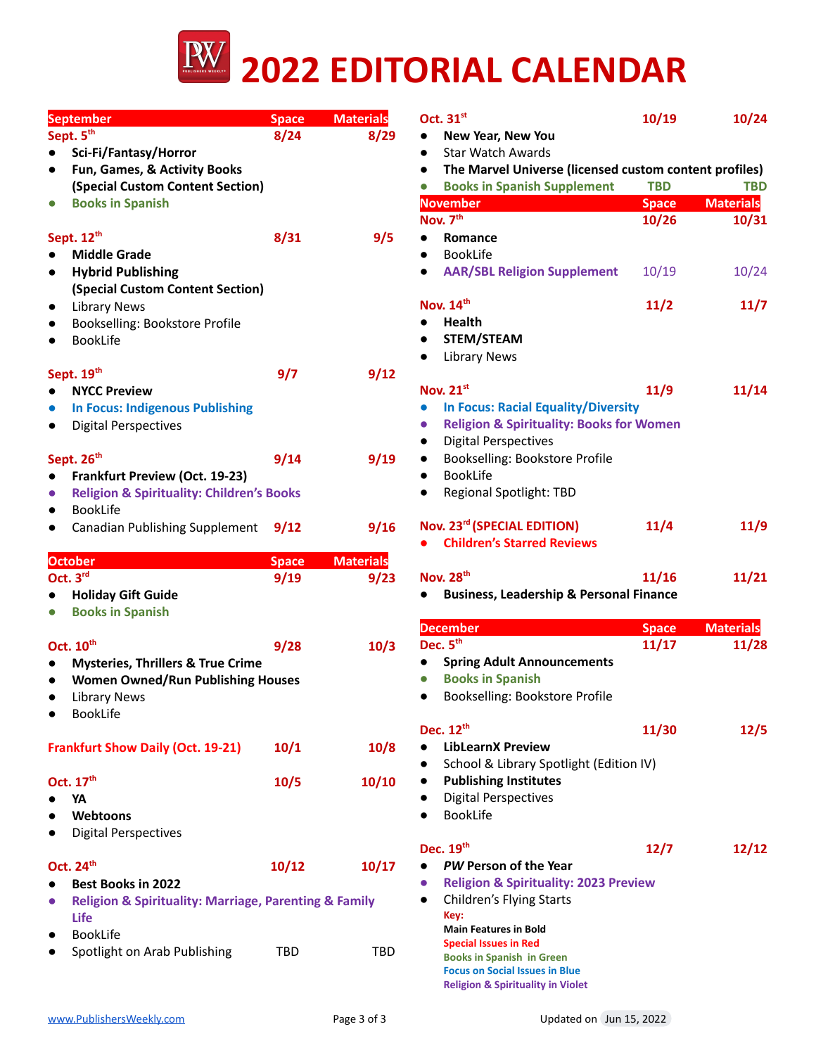# 2022 EDITORIAL CALENDAR

## September

| Issue | Space | Materials |
|---|---|---|
| **Sept. 5th** | 8/24 | 8/29 |
| **Sept. 12th** | 8/31 | 9/5 |
| **Sept. 19th** | 9/7 | 9/12 |
| **Sept. 26th** | 9/14 | 9/19 |

**Sept. 5th** — Space: 8/24 — Materials: 8/29
- **Sci-Fi/Fantasy/Horror**
- **Fun, Games, & Activity Books (Special Custom Content Section)**
- **Books in Spanish**

**Sept. 12th** — Space: 8/31 — Materials: 9/5
- **Middle Grade**
- **Hybrid Publishing (Special Custom Content Section)**
- Library News
- Bookselling: Bookstore Profile
- BookLife

**Sept. 19th** — Space: 9/7 — Materials: 9/12
- **NYCC Preview**
- **In Focus: Indigenous Publishing**
- Digital Perspectives

**Sept. 26th** — Space: 9/14 — Materials: 9/19
- **Frankfurt Preview (Oct. 19-23)**
- **Religion & Spirituality: Children's Books**
- BookLife
- Canadian Publishing Supplement — Space: 9/12 — Materials: 9/16

## October

**Oct. 3rd** — Space: 9/19 — Materials: 9/23
- **Holiday Gift Guide**
- **Books in Spanish**

**Oct. 10th** — Space: 9/28 — Materials: 10/3
- **Mysteries, Thrillers & True Crime**
- **Women Owned/Run Publishing Houses**
- Library News
- BookLife

**Frankfurt Show Daily (Oct. 19-21)** — Space: 10/1 — Materials: 10/8

**Oct. 17th** — Space: 10/5 — Materials: 10/10
- **YA**
- **Webtoons**
- Digital Perspectives

**Oct. 24th** — Space: 10/12 — Materials: 10/17
- **Best Books in 2022**
- **Religion & Spirituality: Marriage, Parenting & Family Life**
- BookLife
- Spotlight on Arab Publishing — Space: TBD — Materials: TBD

**Oct. 31st** — Space: 10/19 — Materials: 10/24
- **New Year, New You**
- Star Watch Awards
- **The Marvel Universe (licensed custom content profiles)**
- **Books in Spanish Supplement** — Space: TBD — Materials: TBD

## November

**Nov. 7th** — Space: 10/26 — Materials: 10/31
- **Romance**
- BookLife
- **AAR/SBL Religion Supplement** — Space: 10/19 — Materials: 10/24

**Nov. 14th** — Space: 11/2 — Materials: 11/7
- **Health**
- **STEM/STEAM**
- Library News

**Nov. 21st** — Space: 11/9 — Materials: 11/14
- **In Focus: Racial Equality/Diversity**
- **Religion & Spirituality: Books for Women**
- Digital Perspectives
- Bookselling: Bookstore Profile
- BookLife
- Regional Spotlight: TBD

**Nov. 23rd (SPECIAL EDITION)** — Space: 11/4 — Materials: 11/9
- **Children's Starred Reviews**

**Nov. 28th** — Space: 11/16 — Materials: 11/21
- **Business, Leadership & Personal Finance**

## December

**Dec. 5th** — Space: 11/17 — Materials: 11/28
- **Spring Adult Announcements**
- **Books in Spanish**
- Bookselling: Bookstore Profile

**Dec. 12th** — Space: 11/30 — Materials: 12/5
- **LibLearnX Preview**
- School & Library Spotlight (Edition IV)
- **Publishing Institutes**
- Digital Perspectives
- BookLife

**Dec. 19th** — Space: 12/7 — Materials: 12/12
- ***PW* Person of the Year**
- **Religion & Spirituality: 2023 Preview**
- Children's Flying Starts

**Key:**
- **Main Features in Bold**
- **Special Issues in Red**
- **Books in Spanish in Green**
- **Focus on Social Issues in Blue**
- **Religion & Spirituality in Violet**

www.PublishersWeekly.com

Updated on Jun 15, 2022